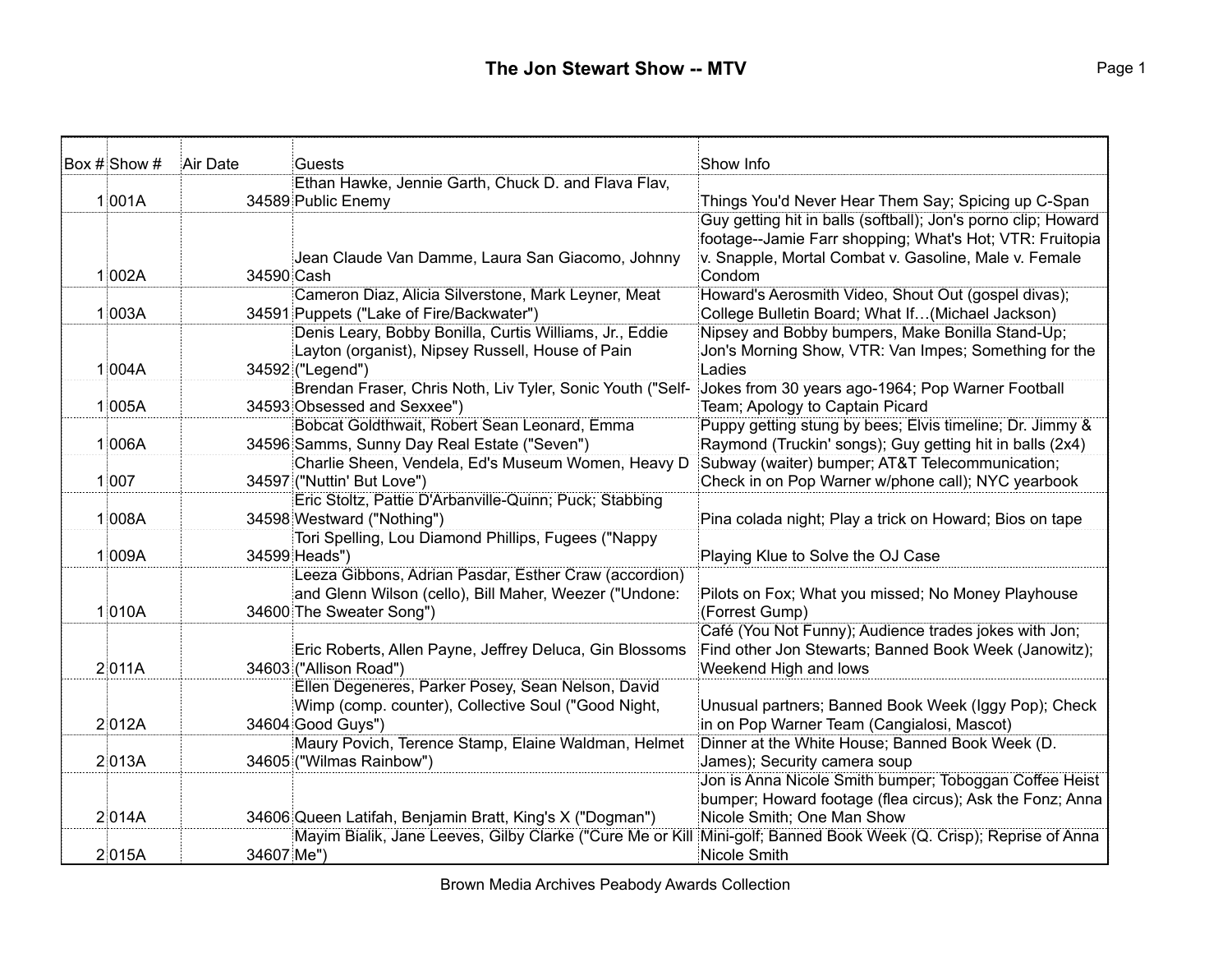# The Jon Stewart Show -- MTV

| Box # | Show # | Air Date | Guests | Show Info |
|---|---|---|---|---|
| 1 | 001A | 34589 | Ethan Hawke, Jennie Garth, Chuck D. and Flava Flav, Public Enemy | Things You'd Never Hear Them Say; Spicing up C-Span |
| 1 | 002A | 34590 | Jean Claude Van Damme, Laura San Giacomo, Johnny Cash | Guy getting hit in balls (softball); Jon's porno clip; Howard footage--Jamie Farr shopping; What's Hot; VTR: Fruitopia v. Snapple, Mortal Combat v. Gasoline, Male v. Female Condom |
| 1 | 003A | 34591 | Cameron Diaz, Alicia Silverstone, Mark Leyner, Meat Puppets ("Lake of Fire/Backwater") | Howard's Aerosmith Video, Shout Out (gospel divas); College Bulletin Board; What If…(Michael Jackson) |
| 1 | 004A | 34592 | Denis Leary, Bobby Bonilla, Curtis Williams, Jr., Eddie Layton (organist), Nipsey Russell, House of Pain ("Legend") | Nipsey and Bobby bumpers, Make Bonilla Stand-Up; Jon's Morning Show, VTR: Van Impes; Something for the Ladies |
| 1 | 005A | 34593 | Brendan Fraser, Chris Noth, Liv Tyler, Sonic Youth ("Self-Obsessed and Sexxee") | Jokes from 30 years ago-1964; Pop Warner Football Team; Apology to Captain Picard |
| 1 | 006A | 34596 | Bobcat Goldthwait, Robert Sean Leonard, Emma Samms, Sunny Day Real Estate ("Seven") | Puppy getting stung by bees; Elvis timeline; Dr. Jimmy & Raymond (Truckin' songs); Guy getting hit in balls (2x4) |
| 1 | 007 | 34597 | Charlie Sheen, Vendela, Ed's Museum Women, Heavy D ("Nuttin' But Love") | Subway (waiter) bumper; AT&T Telecommunication; Check in on Pop Warner w/phone call); NYC yearbook |
| 1 | 008A | 34598 | Eric Stoltz, Pattie D'Arbanville-Quinn; Puck; Stabbing Westward ("Nothing") | Pina colada night; Play a trick on Howard; Bios on tape |
| 1 | 009A | 34599 | Tori Spelling, Lou Diamond Phillips, Fugees ("Nappy Heads") | Playing Klue to Solve the OJ Case |
| 1 | 010A | 34600 | Leeza Gibbons, Adrian Pasdar, Esther Craw (accordion) and Glenn Wilson (cello), Bill Maher, Weezer ("Undone: The Sweater Song") | Pilots on Fox; What you missed; No Money Playhouse (Forrest Gump) |
| 2 | 011A | 34603 | Eric Roberts, Allen Payne, Jeffrey Deluca, Gin Blossoms ("Allison Road") | Café (You Not Funny); Audience trades jokes with Jon; Find other Jon Stewarts; Banned Book Week (Janowitz); Weekend High and lows |
| 2 | 012A | 34604 | Ellen Degeneres, Parker Posey, Sean Nelson, David Wimp (comp. counter), Collective Soul ("Good Night, Good Guys") | Unusual partners; Banned Book Week (Iggy Pop); Check in on Pop Warner Team (Cangialosi, Mascot) |
| 2 | 013A | 34605 | Maury Povich, Terence Stamp, Elaine Waldman, Helmet ("Wilmas Rainbow") | Dinner at the White House; Banned Book Week (D. James); Security camera soup |
| 2 | 014A | 34606 | Queen Latifah, Benjamin Bratt, King's X ("Dogman") | Jon is Anna Nicole Smith bumper; Toboggan Coffee Heist bumper; Howard footage (flea circus); Ask the Fonz; Anna Nicole Smith; One Man Show |
| 2 | 015A | 34607 | Mayim Bialik, Jane Leeves, Gilby Clarke ("Cure Me or Kill Me") | Mini-golf; Banned Book Week (Q. Crisp); Reprise of Anna Nicole Smith |

Brown Media Archives Peabody Awards Collection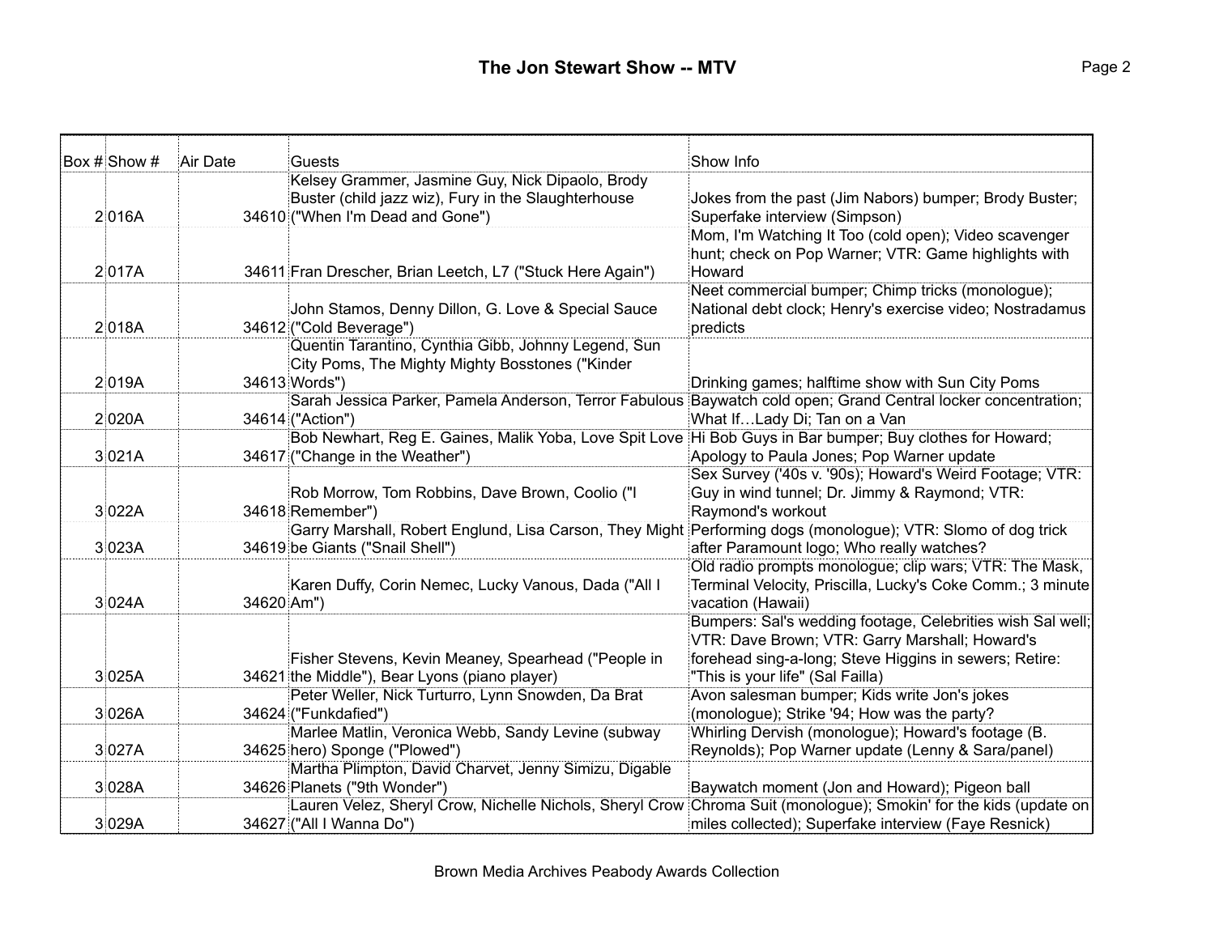# The Jon Stewart Show -- MTV

| Box # | Show # | Air Date | Guests | Show Info |
|---|---|---|---|---|
| 2 | 016A | 34610 | Kelsey Grammer, Jasmine Guy, Nick Dipaolo, Brody Buster (child jazz wiz), Fury in the Slaughterhouse ("When I'm Dead and Gone") | Jokes from the past (Jim Nabors) bumper; Brody Buster; Superfake interview (Simpson) |
| 2 | 017A | 34611 | Fran Drescher, Brian Leetch, L7 ("Stuck Here Again") | Mom, I'm Watching It Too (cold open); Video scavenger hunt; check on Pop Warner; VTR: Game highlights with Howard |
| 2 | 018A | 34612 | John Stamos, Denny Dillon, G. Love & Special Sauce ("Cold Beverage") | Neet commercial bumper; Chimp tricks (monologue); National debt clock; Henry's exercise video; Nostradamus predicts |
| 2 | 019A | 34613 | Quentin Tarantino, Cynthia Gibb, Johnny Legend, Sun City Poms, The Mighty Mighty Bosstones ("Kinder Words") | Drinking games; halftime show with Sun City Poms |
| 2 | 020A | 34614 | Sarah Jessica Parker, Pamela Anderson, Terror Fabulous ("Action") | Baywatch cold open; Grand Central locker concentration; What If…Lady Di; Tan on a Van |
| 3 | 021A | 34617 | Bob Newhart, Reg E. Gaines, Malik Yoba, Love Spit Love ("Change in the Weather") | Hi Bob Guys in Bar bumper; Buy clothes for Howard; Apology to Paula Jones; Pop Warner update |
| 3 | 022A | 34618 | Rob Morrow, Tom Robbins, Dave Brown, Coolio ("I Remember") | Sex Survey ('40s v. '90s); Howard's Weird Footage; VTR: Guy in wind tunnel; Dr. Jimmy & Raymond; VTR: Raymond's workout |
| 3 | 023A | 34619 | Garry Marshall, Robert Englund, Lisa Carson, They Might be Giants ("Snail Shell") | Performing dogs (monologue); VTR: Slomo of dog trick after Paramount logo; Who really watches? |
| 3 | 024A | 34620 | Karen Duffy, Corin Nemec, Lucky Vanous, Dada ("All I Am") | Old radio prompts monologue; clip wars; VTR: The Mask, Terminal Velocity, Priscilla, Lucky's Coke Comm.; 3 minute vacation (Hawaii) |
| 3 | 025A | 34621 | Fisher Stevens, Kevin Meaney, Spearhead ("People in the Middle"), Bear Lyons (piano player) | Bumpers: Sal's wedding footage, Celebrities wish Sal well; VTR: Dave Brown; VTR: Garry Marshall; Howard's forehead sing-a-long; Steve Higgins in sewers; Retire: "This is your life" (Sal Failla) |
| 3 | 026A | 34624 | Peter Weller, Nick Turturro, Lynn Snowden, Da Brat ("Funkdafied") | Avon salesman bumper; Kids write Jon's jokes (monologue); Strike '94; How was the party? |
| 3 | 027A | 34625 | Marlee Matlin, Veronica Webb, Sandy Levine (subway hero) Sponge ("Plowed") | Whirling Dervish (monologue); Howard's footage (B. Reynolds); Pop Warner update (Lenny & Sara/panel) |
| 3 | 028A | 34626 | Martha Plimpton, David Charvet, Jenny Simizu, Digable Planets ("9th Wonder") | Baywatch moment (Jon and Howard); Pigeon ball |
| 3 | 029A | 34627 | Lauren Velez, Sheryl Crow, Nichelle Nichols, Sheryl Crow ("All I Wanna Do") | Chroma Suit (monologue); Smokin' for the kids (update on miles collected); Superfake interview (Faye Resnick) |

Brown Media Archives Peabody Awards Collection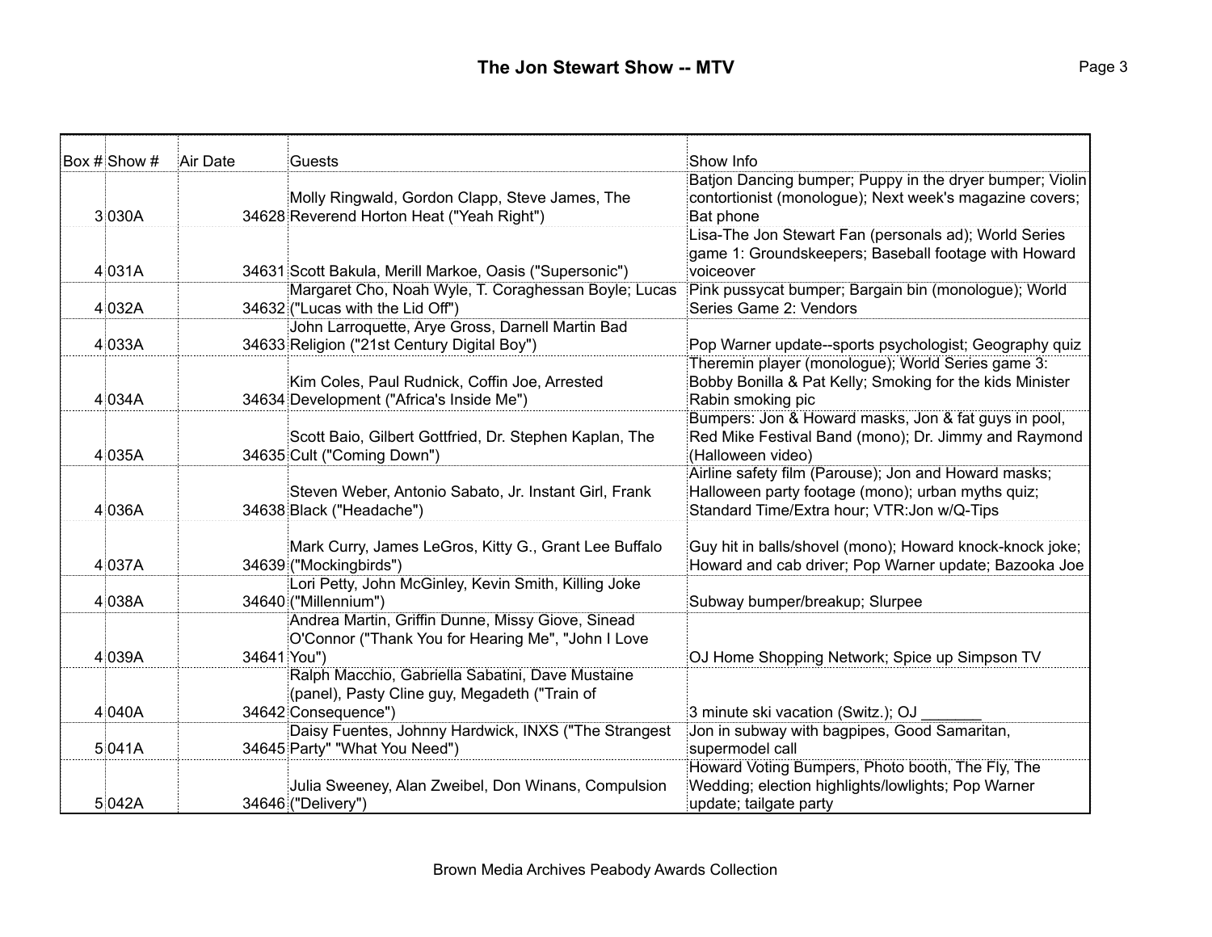# The Jon Stewart Show -- MTV

| Box # | Show # | Air Date | Guests | Show Info |
|---|---|---|---|---|
| 3 | 030A | 34628 | Molly Ringwald, Gordon Clapp, Steve James, The Reverend Horton Heat ("Yeah Right") | Batjon Dancing bumper; Puppy in the dryer bumper; Violin contortionist (monologue); Next week's magazine covers; Bat phone |
| 4 | 031A | 34631 | Scott Bakula, Merill Markoe, Oasis ("Supersonic") | Lisa-The Jon Stewart Fan (personals ad); World Series game 1: Groundskeepers; Baseball footage with Howard voiceover |
| 4 | 032A | 34632 | Margaret Cho, Noah Wyle, T. Coraghessan Boyle; Lucas ("Lucas with the Lid Off") | Pink pussycat bumper; Bargain bin (monologue); World Series Game 2: Vendors |
| 4 | 033A | 34633 | John Larroquette, Arye Gross, Darnell Martin Bad Religion ("21st Century Digital Boy") | Pop Warner update--sports psychologist; Geography quiz |
| 4 | 034A | 34634 | Kim Coles, Paul Rudnick, Coffin Joe, Arrested Development ("Africa's Inside Me") | Theremin player (monologue); World Series game 3: Bobby Bonilla & Pat Kelly; Smoking for the kids Minister Rabin smoking pic |
| 4 | 035A | 34635 | Scott Baio, Gilbert Gottfried, Dr. Stephen Kaplan, The Cult ("Coming Down") | Bumpers: Jon & Howard masks, Jon & fat guys in pool, Red Mike Festival Band (mono); Dr. Jimmy and Raymond (Halloween video) |
| 4 | 036A | 34638 | Steven Weber, Antonio Sabato, Jr. Instant Girl, Frank Black ("Headache") | Airline safety film (Parouse); Jon and Howard masks; Halloween party footage (mono); urban myths quiz; Standard Time/Extra hour; VTR:Jon w/Q-Tips |
| 4 | 037A | 34639 | Mark Curry, James LeGros, Kitty G., Grant Lee Buffalo ("Mockingbirds") | Guy hit in balls/shovel (mono); Howard knock-knock joke; Howard and cab driver; Pop Warner update; Bazooka Joe |
| 4 | 038A | 34640 | Lori Petty, John McGinley, Kevin Smith, Killing Joke ("Millennium") | Subway bumper/breakup; Slurpee |
| 4 | 039A | 34641 | Andrea Martin, Griffin Dunne, Missy Giove, Sinead O'Connor ("Thank You for Hearing Me", "John I Love You") | OJ Home Shopping Network; Spice up Simpson TV |
| 4 | 040A | 34642 | Ralph Macchio, Gabriella Sabatini, Dave Mustaine (panel), Pasty Cline guy, Megadeth ("Train of Consequence") | 3 minute ski vacation (Switz.); OJ _______ |
| 5 | 041A | 34645 | Daisy Fuentes, Johnny Hardwick, INXS ("The Strangest Party" "What You Need") | Jon in subway with bagpipes, Good Samaritan, supermodel call |
| 5 | 042A | 34646 | Julia Sweeney, Alan Zweibel, Don Winans, Compulsion ("Delivery") | Howard Voting Bumpers, Photo booth, The Fly, The Wedding; election highlights/lowlights; Pop Warner update; tailgate party |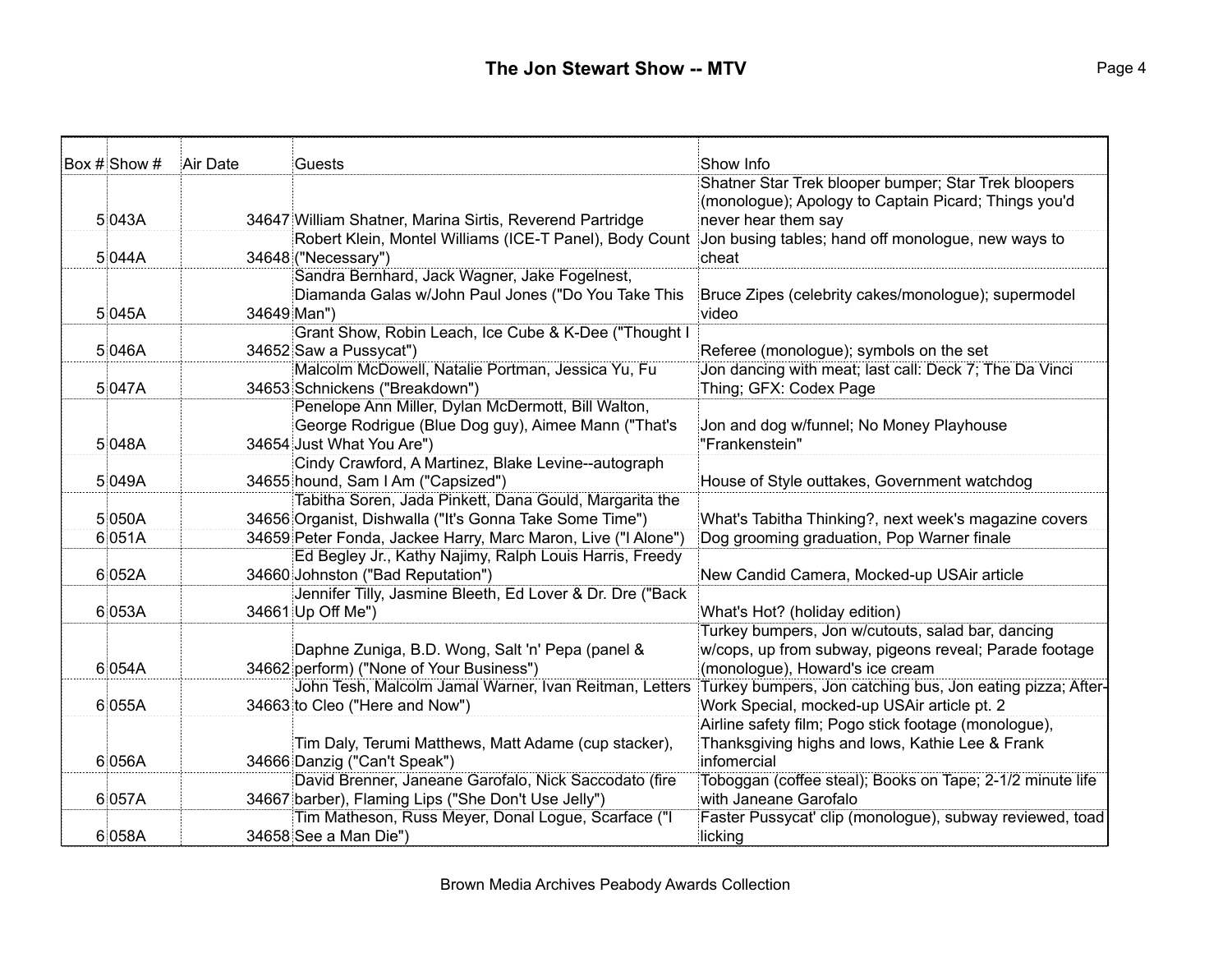# The Jon Stewart Show -- MTV

| Box # | Show # | Air Date | Guests | Show Info |
|---|---|---|---|---|
| 5 | 043A | 34647 | William Shatner, Marina Sirtis, Reverend Partridge | Shatner Star Trek blooper bumper; Star Trek bloopers (monologue); Apology to Captain Picard; Things you'd never hear them say |
| 5 | 044A | 34648 | Robert Klein, Montel Williams (ICE-T Panel), Body Count ("Necessary") | Jon busing tables; hand off monologue, new ways to cheat |
| 5 | 045A | 34649 | Sandra Bernhard, Jack Wagner, Jake Fogelnest, Diamanda Galas w/John Paul Jones ("Do You Take This Man") | Bruce Zipes (celebrity cakes/monologue); supermodel video |
| 5 | 046A | 34652 | Grant Show, Robin Leach, Ice Cube & K-Dee ("Thought I Saw a Pussycat") | Referee (monologue); symbols on the set |
| 5 | 047A | 34653 | Malcolm McDowell, Natalie Portman, Jessica Yu, Fu Schnickens ("Breakdown") | Jon dancing with meat; last call: Deck 7; The Da Vinci Thing; GFX: Codex Page |
| 5 | 048A | 34654 | Penelope Ann Miller, Dylan McDermott, Bill Walton, George Rodrigue (Blue Dog guy), Aimee Mann ("That's Just What You Are") | Jon and dog w/funnel; No Money Playhouse "Frankenstein" |
| 5 | 049A | 34655 | Cindy Crawford, A Martinez, Blake Levine--autograph hound, Sam I Am ("Capsized") | House of Style outtakes, Government watchdog |
| 5 | 050A | 34656 | Tabitha Soren, Jada Pinkett, Dana Gould, Margarita the Organist, Dishwalla ("It's Gonna Take Some Time") | What's Tabitha Thinking?, next week's magazine covers |
| 6 | 051A | 34659 | Peter Fonda, Jackee Harry, Marc Maron, Live ("I Alone") | Dog grooming graduation, Pop Warner finale |
| 6 | 052A | 34660 | Ed Begley Jr., Kathy Najimy, Ralph Louis Harris, Freedy Johnston ("Bad Reputation") | New Candid Camera, Mocked-up USAir article |
| 6 | 053A | 34661 | Jennifer Tilly, Jasmine Bleeth, Ed Lover & Dr. Dre ("Back Up Off Me") | What's Hot? (holiday edition) |
| 6 | 054A | 34662 | Daphne Zuniga, B.D. Wong, Salt 'n' Pepa (panel & perform) ("None of Your Business") | Turkey bumpers, Jon w/cutouts, salad bar, dancing w/cops, up from subway, pigeons reveal; Parade footage (monologue), Howard's ice cream |
| 6 | 055A | 34663 | John Tesh, Malcolm Jamal Warner, Ivan Reitman, Letters to Cleo ("Here and Now") | Turkey bumpers, Jon catching bus, Jon eating pizza; After-Work Special, mocked-up USAir article pt. 2 |
| 6 | 056A | 34666 | Tim Daly, Terumi Matthews, Matt Adame (cup stacker), Danzig ("Can't Speak") | Airline safety film; Pogo stick footage (monologue), Thanksgiving highs and lows, Kathie Lee & Frank infomercial |
| 6 | 057A | 34667 | David Brenner, Janeane Garofalo, Nick Saccodato (fire barber), Flaming Lips ("She Don't Use Jelly") | Toboggan (coffee steal); Books on Tape; 2-1/2 minute life with Janeane Garofalo |
| 6 | 058A | 34658 | Tim Matheson, Russ Meyer, Donal Logue, Scarface ("I See a Man Die") | Faster Pussycat' clip (monologue), subway reviewed, toad licking |

Brown Media Archives Peabody Awards Collection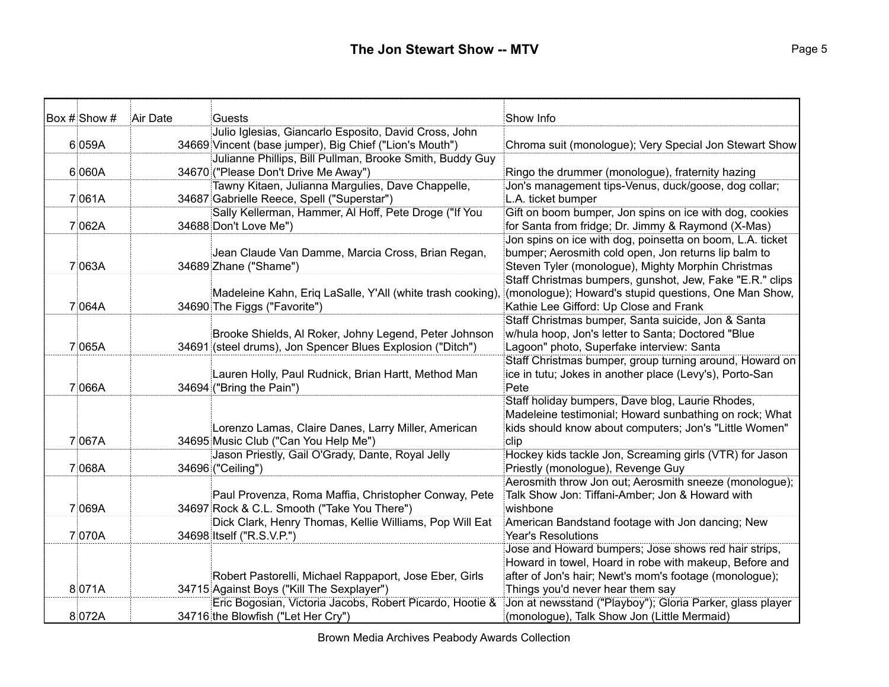# The Jon Stewart Show -- MTV

| Box # | Show # | Air Date | Guests | Show Info |
|---|---|---|---|---|
| 6 | 059A | 34669 | Julio Iglesias, Giancarlo Esposito, David Cross, John Vincent (base jumper), Big Chief ("Lion's Mouth") | Chroma suit (monologue); Very Special Jon Stewart Show |
| 6 | 060A | 34670 | Julianne Phillips, Bill Pullman, Brooke Smith, Buddy Guy ("Please Don't Drive Me Away") | Ringo the drummer (monologue), fraternity hazing |
| 7 | 061A | 34687 | Tawny Kitaen, Julianna Margulies, Dave Chappelle, Gabrielle Reece, Spell ("Superstar") | Jon's management tips-Venus, duck/goose, dog collar; L.A. ticket bumper |
| 7 | 062A | 34688 | Sally Kellerman, Hammer, Al Hoff, Pete Droge ("If You Don't Love Me") | Gift on boom bumper, Jon spins on ice with dog, cookies for Santa from fridge; Dr. Jimmy & Raymond (X-Mas) |
| 7 | 063A | 34689 | Jean Claude Van Damme, Marcia Cross, Brian Regan, Zhane ("Shame") | Jon spins on ice with dog, poinsetta on boom, L.A. ticket bumper; Aerosmith cold open, Jon returns lip balm to Steven Tyler (monologue), Mighty Morphin Christmas |
| 7 | 064A | 34690 | Madeleine Kahn, Eriq LaSalle, Y'All (white trash cooking), The Figgs ("Favorite") | Staff Christmas bumpers, gunshot, Jew, Fake "E.R." clips (monologue); Howard's stupid questions, One Man Show, Kathie Lee Gifford: Up Close and Frank |
| 7 | 065A | 34691 | Brooke Shields, Al Roker, Johny Legend, Peter Johnson (steel drums), Jon Spencer Blues Explosion ("Ditch") | Staff Christmas bumper, Santa suicide, Jon & Santa w/hula hoop, Jon's letter to Santa; Doctored "Blue Lagoon" photo, Superfake interview: Santa |
| 7 | 066A | 34694 | Lauren Holly, Paul Rudnick, Brian Hartt, Method Man ("Bring the Pain") | Staff Christmas bumper, group turning around, Howard on ice in tutu; Jokes in another place (Levy's), Porto-San Pete |
| 7 | 067A | 34695 | Lorenzo Lamas, Claire Danes, Larry Miller, American Music Club ("Can You Help Me") | Staff holiday bumpers, Dave blog, Laurie Rhodes, Madeleine testimonial; Howard sunbathing on rock; What kids should know about computers; Jon's "Little Women" clip |
| 7 | 068A | 34696 | Jason Priestly, Gail O'Grady, Dante, Royal Jelly ("Ceiling") | Hockey kids tackle Jon, Screaming girls (VTR) for Jason Priestly (monologue), Revenge Guy |
| 7 | 069A | 34697 | Paul Provenza, Roma Maffia, Christopher Conway, Pete Rock & C.L. Smooth ("Take You There") | Aerosmith throw Jon out; Aerosmith sneeze (monologue); Talk Show Jon: Tiffani-Amber; Jon & Howard with wishbone |
| 7 | 070A | 34698 | Dick Clark, Henry Thomas, Kellie Williams, Pop Will Eat Itself ("R.S.V.P.") | American Bandstand footage with Jon dancing; New Year's Resolutions |
| 8 | 071A | 34715 | Robert Pastorelli, Michael Rappaport, Jose Eber, Girls Against Boys ("Kill The Sexplayer") | Jose and Howard bumpers; Jose shows red hair strips, Howard in towel, Hoard in robe with makeup, Before and after of Jon's hair; Newt's mom's footage (monologue); Things you'd never hear them say |
| 8 | 072A | 34716 | Eric Bogosian, Victoria Jacobs, Robert Picardo, Hootie & the Blowfish ("Let Her Cry") | Jon at newsstand ("Playboy"); Gloria Parker, glass player (monologue), Talk Show Jon (Little Mermaid) |

Brown Media Archives Peabody Awards Collection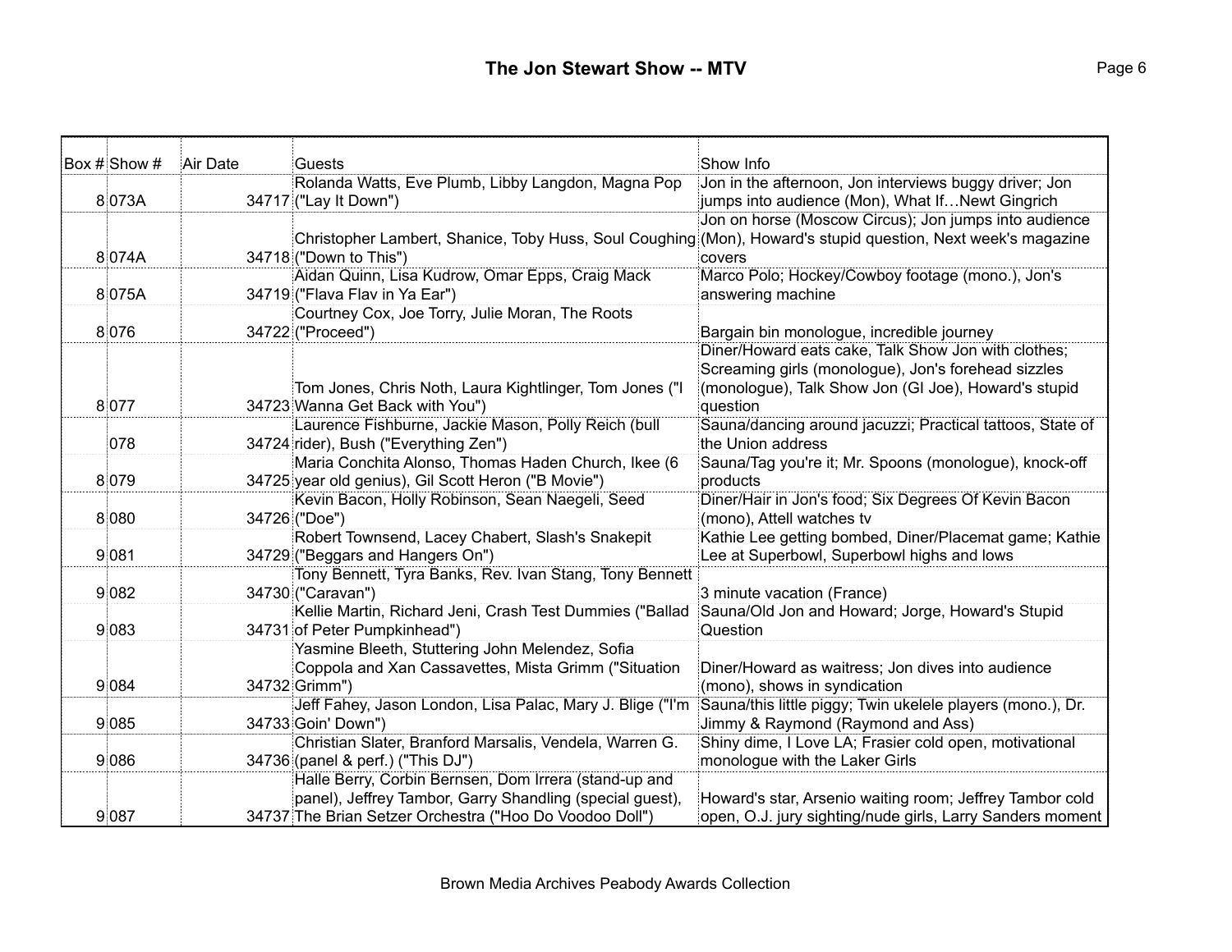# The Jon Stewart Show -- MTV

| Box # | Show # | Air Date | Guests | Show Info |
|---|---|---|---|---|
| 8 | 073A | 34717 | Rolanda Watts, Eve Plumb, Libby Langdon, Magna Pop ("Lay It Down") | Jon in the afternoon, Jon interviews buggy driver; Jon jumps into audience (Mon), What If…Newt Gingrich |
| 8 | 074A | 34718 | Christopher Lambert, Shanice, Toby Huss, Soul Coughing ("Down to This") | Jon on horse (Moscow Circus); Jon jumps into audience (Mon), Howard's stupid question, Next week's magazine covers |
| 8 | 075A | 34719 | Aidan Quinn, Lisa Kudrow, Omar Epps, Craig Mack ("Flava Flav in Ya Ear") | Marco Polo; Hockey/Cowboy footage (mono.), Jon's answering machine |
| 8 | 076 | 34722 | Courtney Cox, Joe Torry, Julie Moran, The Roots ("Proceed") | Bargain bin monologue, incredible journey |
| 8 | 077 | 34723 | Tom Jones, Chris Noth, Laura Kightlinger, Tom Jones ("I Wanna Get Back with You") | Diner/Howard eats cake, Talk Show Jon with clothes; Screaming girls (monologue), Jon's forehead sizzles (monologue), Talk Show Jon (GI Joe), Howard's stupid question |
| | 078 | 34724 | Laurence Fishburne, Jackie Mason, Polly Reich (bull rider), Bush ("Everything Zen") | Sauna/dancing around jacuzzi; Practical tattoos, State of the Union address |
| 8 | 079 | 34725 | Maria Conchita Alonso, Thomas Haden Church, Ikee (6 year old genius), Gil Scott Heron ("B Movie") | Sauna/Tag you're it; Mr. Spoons (monologue), knock-off products |
| 8 | 080 | 34726 | Kevin Bacon, Holly Robinson, Sean Naegeli, Seed ("Doe") | Diner/Hair in Jon's food; Six Degrees Of Kevin Bacon (mono), Attell watches tv |
| 9 | 081 | 34729 | Robert Townsend, Lacey Chabert, Slash's Snakepit ("Beggars and Hangers On") | Kathie Lee getting bombed, Diner/Placemat game; Kathie Lee at Superbowl, Superbowl highs and lows |
| 9 | 082 | 34730 | Tony Bennett, Tyra Banks, Rev. Ivan Stang, Tony Bennett ("Caravan") | 3 minute vacation (France) |
| 9 | 083 | 34731 | Kellie Martin, Richard Jeni, Crash Test Dummies ("Ballad of Peter Pumpkinhead") | Sauna/Old Jon and Howard; Jorge, Howard's Stupid Question |
| 9 | 084 | 34732 | Yasmine Bleeth, Stuttering John Melendez, Sofia Coppola and Xan Cassavettes, Mista Grimm ("Situation Grimm") | Diner/Howard as waitress; Jon dives into audience (mono), shows in syndication |
| 9 | 085 | 34733 | Jeff Fahey, Jason London, Lisa Palac, Mary J. Blige ("I'm Goin' Down") | Sauna/this little piggy; Twin ukelele players (mono.), Dr. Jimmy & Raymond (Raymond and Ass) |
| 9 | 086 | 34736 | Christian Slater, Branford Marsalis, Vendela, Warren G. (panel & perf.) ("This DJ") | Shiny dime, I Love LA; Frasier cold open, motivational monologue with the Laker Girls |
| 9 | 087 | 34737 | Halle Berry, Corbin Bernsen, Dom Irrera (stand-up and panel), Jeffrey Tambor, Garry Shandling (special guest), The Brian Setzer Orchestra ("Hoo Do Voodoo Doll") | Howard's star, Arsenio waiting room; Jeffrey Tambor cold open, O.J. jury sighting/nude girls, Larry Sanders moment |

Brown Media Archives Peabody Awards Collection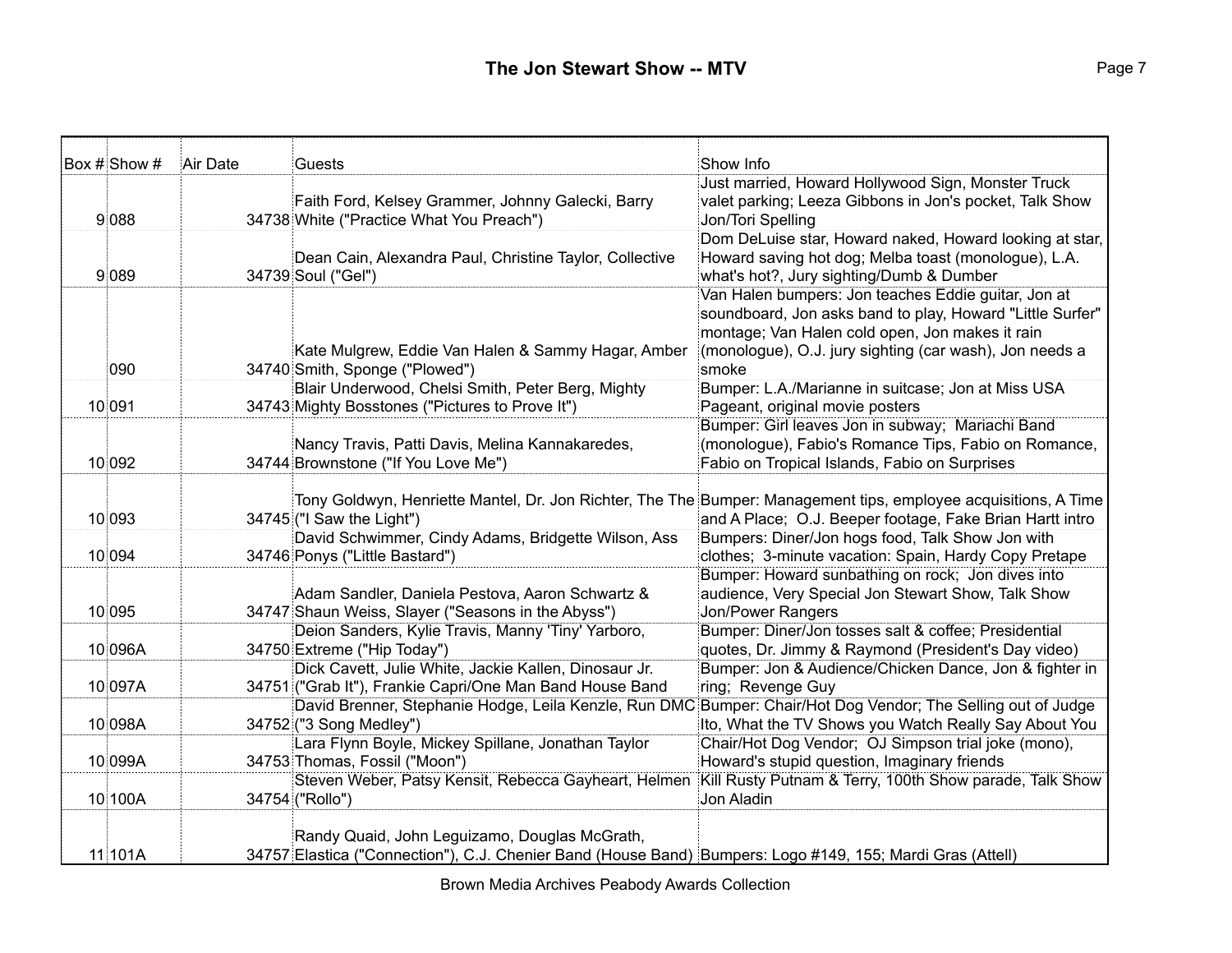## The Jon Stewart Show -- MTV

| Box # | Show # | Air Date | Guests | Show Info |
|---|---|---|---|---|
| 9 | 088 | 34738 | Faith Ford, Kelsey Grammer, Johnny Galecki, Barry White ("Practice What You Preach") | Just married, Howard Hollywood Sign, Monster Truck valet parking; Leeza Gibbons in Jon's pocket, Talk Show Jon/Tori Spelling |
| 9 | 089 | 34739 | Dean Cain, Alexandra Paul, Christine Taylor, Collective Soul ("Gel") | Dom DeLuise star, Howard naked, Howard looking at star, Howard saving hot dog; Melba toast (monologue), L.A. what's hot?, Jury sighting/Dumb & Dumber |
| | 090 | 34740 | Kate Mulgrew, Eddie Van Halen & Sammy Hagar, Amber Smith, Sponge ("Plowed") | Van Halen bumpers: Jon teaches Eddie guitar, Jon at soundboard, Jon asks band to play, Howard "Little Surfer" montage; Van Halen cold open, Jon makes it rain (monologue), O.J. jury sighting (car wash), Jon needs a smoke |
| 10 | 091 | 34743 | Blair Underwood, Chelsi Smith, Peter Berg, Mighty Mighty Bosstones ("Pictures to Prove It") | Bumper: L.A./Marianne in suitcase; Jon at Miss USA Pageant, original movie posters |
| 10 | 092 | 34744 | Nancy Travis, Patti Davis, Melina Kannakaredes, Brownstone ("If You Love Me") | Bumper: Girl leaves Jon in subway; Mariachi Band (monologue), Fabio's Romance Tips, Fabio on Romance, Fabio on Tropical Islands, Fabio on Surprises |
| 10 | 093 | 34745 | Tony Goldwyn, Henriette Mantel, Dr. Jon Richter, The The ("I Saw the Light") | Bumper: Management tips, employee acquisitions, A Time and A Place; O.J. Beeper footage, Fake Brian Hartt intro |
| 10 | 094 | 34746 | David Schwimmer, Cindy Adams, Bridgette Wilson, Ass Ponys ("Little Bastard") | Bumpers: Diner/Jon hogs food, Talk Show Jon with clothes; 3-minute vacation: Spain, Hardy Copy Pretape |
| 10 | 095 | 34747 | Adam Sandler, Daniela Pestova, Aaron Schwartz & Shaun Weiss, Slayer ("Seasons in the Abyss") | Bumper: Howard sunbathing on rock; Jon dives into audience, Very Special Jon Stewart Show, Talk Show Jon/Power Rangers |
| 10 | 096A | 34750 | Deion Sanders, Kylie Travis, Manny 'Tiny' Yarboro, Extreme ("Hip Today") | Bumper: Diner/Jon tosses salt & coffee; Presidential quotes, Dr. Jimmy & Raymond (President's Day video) |
| 10 | 097A | 34751 | Dick Cavett, Julie White, Jackie Kallen, Dinosaur Jr. ("Grab It"), Frankie Capri/One Man Band House Band | Bumper: Jon & Audience/Chicken Dance, Jon & fighter in ring; Revenge Guy |
| 10 | 098A | 34752 | David Brenner, Stephanie Hodge, Leila Kenzle, Run DMC ("3 Song Medley") | Bumper: Chair/Hot Dog Vendor; The Selling out of Judge Ito, What the TV Shows you Watch Really Say About You |
| 10 | 099A | 34753 | Lara Flynn Boyle, Mickey Spillane, Jonathan Taylor Thomas, Fossil ("Moon") | Chair/Hot Dog Vendor; OJ Simpson trial joke (mono), Howard's stupid question, Imaginary friends |
| 10 | 100A | 34754 | Steven Weber, Patsy Kensit, Rebecca Gayheart, Helmen ("Rollo") | Kill Rusty Putnam & Terry, 100th Show parade, Talk Show Jon Aladin |
| 11 | 101A | 34757 | Randy Quaid, John Leguizamo, Douglas McGrath, Elastica ("Connection"), C.J. Chenier Band (House Band) | Bumpers: Logo #149, 155; Mardi Gras (Attell) |

Brown Media Archives Peabody Awards Collection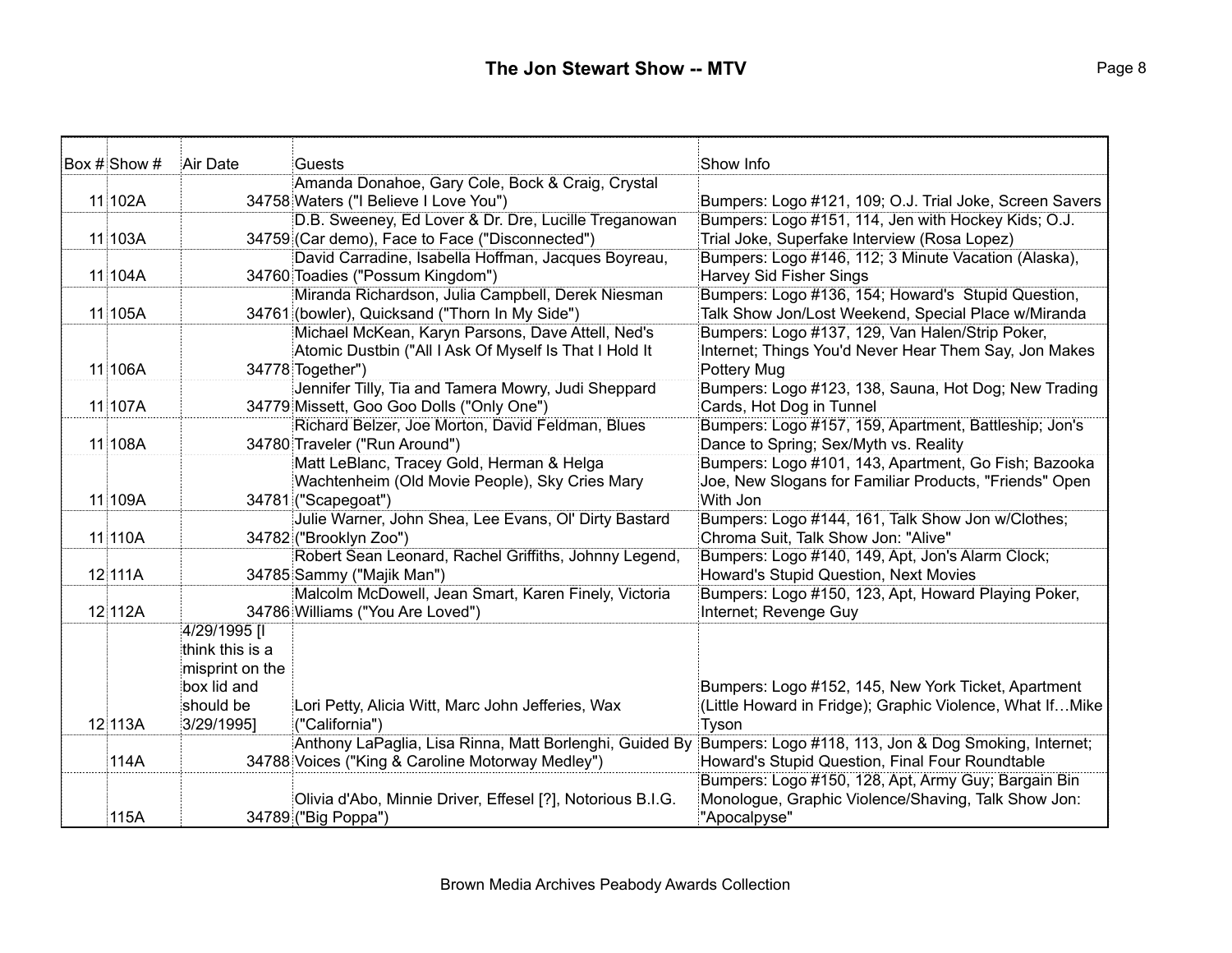# The Jon Stewart Show -- MTV

| Box # | Show # | Air Date | Guests | Show Info |
|---|---|---|---|---|
| 11 | 102A | 34758 | Amanda Donahoe, Gary Cole, Bock & Craig, Crystal Waters ("I Believe I Love You") | Bumpers: Logo #121, 109; O.J. Trial Joke, Screen Savers |
| 11 | 103A | 34759 | D.B. Sweeney, Ed Lover & Dr. Dre, Lucille Treganowan (Car demo), Face to Face ("Disconnected") | Bumpers: Logo #151, 114, Jen with Hockey Kids; O.J. Trial Joke, Superfake Interview (Rosa Lopez) |
| 11 | 104A | 34760 | David Carradine, Isabella Hoffman, Jacques Boyreau, Toadies ("Possum Kingdom") | Bumpers: Logo #146, 112; 3 Minute Vacation (Alaska), Harvey Sid Fisher Sings |
| 11 | 105A | 34761 | Miranda Richardson, Julia Campbell, Derek Niesman (bowler), Quicksand ("Thorn In My Side") | Bumpers: Logo #136, 154; Howard's Stupid Question, Talk Show Jon/Lost Weekend, Special Place w/Miranda |
| 11 | 106A | 34778 | Michael McKean, Karyn Parsons, Dave Attell, Ned's Atomic Dustbin ("All I Ask Of Myself Is That I Hold It Together") | Bumpers: Logo #137, 129, Van Halen/Strip Poker, Internet; Things You'd Never Hear Them Say, Jon Makes Pottery Mug |
| 11 | 107A | 34779 | Jennifer Tilly, Tia and Tamera Mowry, Judi Sheppard Missett, Goo Goo Dolls ("Only One") | Bumpers: Logo #123, 138, Sauna, Hot Dog; New Trading Cards, Hot Dog in Tunnel |
| 11 | 108A | 34780 | Richard Belzer, Joe Morton, David Feldman, Blues Traveler ("Run Around") | Bumpers: Logo #157, 159, Apartment, Battleship; Jon's Dance to Spring; Sex/Myth vs. Reality |
| 11 | 109A | 34781 | Matt LeBlanc, Tracey Gold, Herman & Helga Wachtenheim (Old Movie People), Sky Cries Mary ("Scapegoat") | Bumpers: Logo #101, 143, Apartment, Go Fish; Bazooka Joe, New Slogans for Familiar Products, "Friends" Open With Jon |
| 11 | 110A | 34782 | Julie Warner, John Shea, Lee Evans, Ol' Dirty Bastard ("Brooklyn Zoo") | Bumpers: Logo #144, 161, Talk Show Jon w/Clothes; Chroma Suit, Talk Show Jon: "Alive" |
| 12 | 111A | 34785 | Robert Sean Leonard, Rachel Griffiths, Johnny Legend, Sammy ("Majik Man") | Bumpers: Logo #140, 149, Apt, Jon's Alarm Clock; Howard's Stupid Question, Next Movies |
| 12 | 112A | 34786 | Malcolm McDowell, Jean Smart, Karen Finely, Victoria Williams ("You Are Loved") | Bumpers: Logo #150, 123, Apt, Howard Playing Poker, Internet; Revenge Guy |
| 12 | 113A | 4/29/1995 [I think this is a misprint on the box lid and should be 3/29/1995] | Lori Petty, Alicia Witt, Marc John Jefferies, Wax ("California") | Bumpers: Logo #152, 145, New York Ticket, Apartment (Little Howard in Fridge); Graphic Violence, What If…Mike Tyson |
| | 114A | 34788 | Anthony LaPaglia, Lisa Rinna, Matt Borlenghi, Guided By Voices ("King & Caroline Motorway Medley") | Bumpers: Logo #118, 113, Jon & Dog Smoking, Internet; Howard's Stupid Question, Final Four Roundtable |
| | 115A | 34789 | Olivia d'Abo, Minnie Driver, Effesel [?], Notorious B.I.G. ("Big Poppa") | Bumpers: Logo #150, 128, Apt, Army Guy; Bargain Bin Monologue, Graphic Violence/Shaving, Talk Show Jon: "Apocalpyse" |

Brown Media Archives Peabody Awards Collection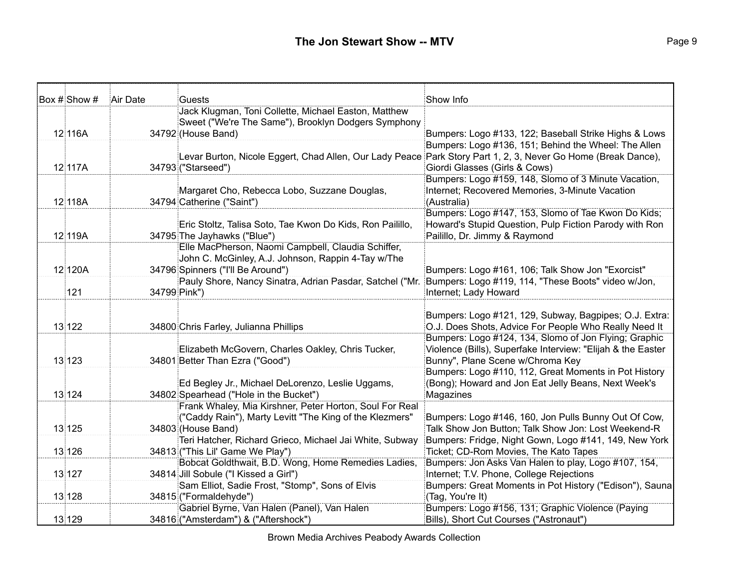# The Jon Stewart Show -- MTV

| Box # | Show # | Air Date | Guests | Show Info |
|---|---|---|---|---|
| 12 | 116A | 34792 | Jack Klugman, Toni Collette, Michael Easton, Matthew Sweet ("We're The Same"), Brooklyn Dodgers Symphony (House Band) | Bumpers: Logo #133, 122; Baseball Strike Highs & Lows |
| 12 | 117A | 34793 | Levar Burton, Nicole Eggert, Chad Allen, Our Lady Peace ("Starseed") | Bumpers: Logo #136, 151; Behind the Wheel: The Allen Park Story Part 1, 2, 3, Never Go Home (Break Dance), Giordi Glasses (Girls & Cows) |
| 12 | 118A | 34794 | Margaret Cho, Rebecca Lobo, Suzzane Douglas, Catherine ("Saint") | Bumpers: Logo #159, 148, Slomo of 3 Minute Vacation, Internet; Recovered Memories, 3-Minute Vacation (Australia) |
| 12 | 119A | 34795 | Eric Stoltz, Talisa Soto, Tae Kwon Do Kids, Ron Pailillo, The Jayhawks ("Blue") | Bumpers: Logo #147, 153, Slomo of Tae Kwon Do Kids; Howard's Stupid Question, Pulp Fiction Parody with Ron Pailillo, Dr. Jimmy & Raymond |
| 12 | 120A | 34796 | Elle MacPherson, Naomi Campbell, Claudia Schiffer, John C. McGinley, A.J. Johnson, Rappin 4-Tay w/The Spinners ("I'll Be Around") | Bumpers: Logo #161, 106; Talk Show Jon "Exorcist" |
| | 121 | 34799 | Pauly Shore, Nancy Sinatra, Adrian Pasdar, Satchel ("Mr. Pink") | Bumpers: Logo #119, 114, "These Boots" video w/Jon, Internet; Lady Howard |
| 13 | 122 | 34800 | Chris Farley, Julianna Phillips | Bumpers: Logo #121, 129, Subway, Bagpipes; O.J. Extra: O.J. Does Shots, Advice For People Who Really Need It |
| 13 | 123 | 34801 | Elizabeth McGovern, Charles Oakley, Chris Tucker, Better Than Ezra ("Good") | Bumpers: Logo #124, 134, Slomo of Jon Flying; Graphic Violence (Bills), Superfake Interview: "Elijah & the Easter Bunny", Plane Scene w/Chroma Key |
| 13 | 124 | 34802 | Ed Begley Jr., Michael DeLorenzo, Leslie Uggams, Spearhead ("Hole in the Bucket") | Bumpers: Logo #110, 112, Great Moments in Pot History (Bong); Howard and Jon Eat Jelly Beans, Next Week's Magazines |
| 13 | 125 | 34803 | Frank Whaley, Mia Kirshner, Peter Horton, Soul For Real ("Caddy Rain"), Marty Levitt "The King of the Klezmers" (House Band) | Bumpers: Logo #146, 160, Jon Pulls Bunny Out Of Cow, Talk Show Jon Button; Talk Show Jon: Lost Weekend-R |
| 13 | 126 | 34813 | Teri Hatcher, Richard Grieco, Michael Jai White, Subway ("This Lil' Game We Play") | Bumpers: Fridge, Night Gown, Logo #141, 149, New York Ticket; CD-Rom Movies, The Kato Tapes |
| 13 | 127 | 34814 | Bobcat Goldthwait, B.D. Wong, Home Remedies Ladies, Jill Sobule ("I Kissed a Girl") | Bumpers: Jon Asks Van Halen to play, Logo #107, 154, Internet; T.V. Phone, College Rejections |
| 13 | 128 | 34815 | Sam Elliot, Sadie Frost, "Stomp", Sons of Elvis ("Formaldehyde") | Bumpers: Great Moments in Pot History ("Edison"), Sauna (Tag, You're It) |
| 13 | 129 | 34816 | Gabriel Byrne, Van Halen (Panel), Van Halen ("Amsterdam") & ("Aftershock") | Bumpers: Logo #156, 131; Graphic Violence (Paying Bills), Short Cut Courses ("Astronaut") |

Brown Media Archives Peabody Awards Collection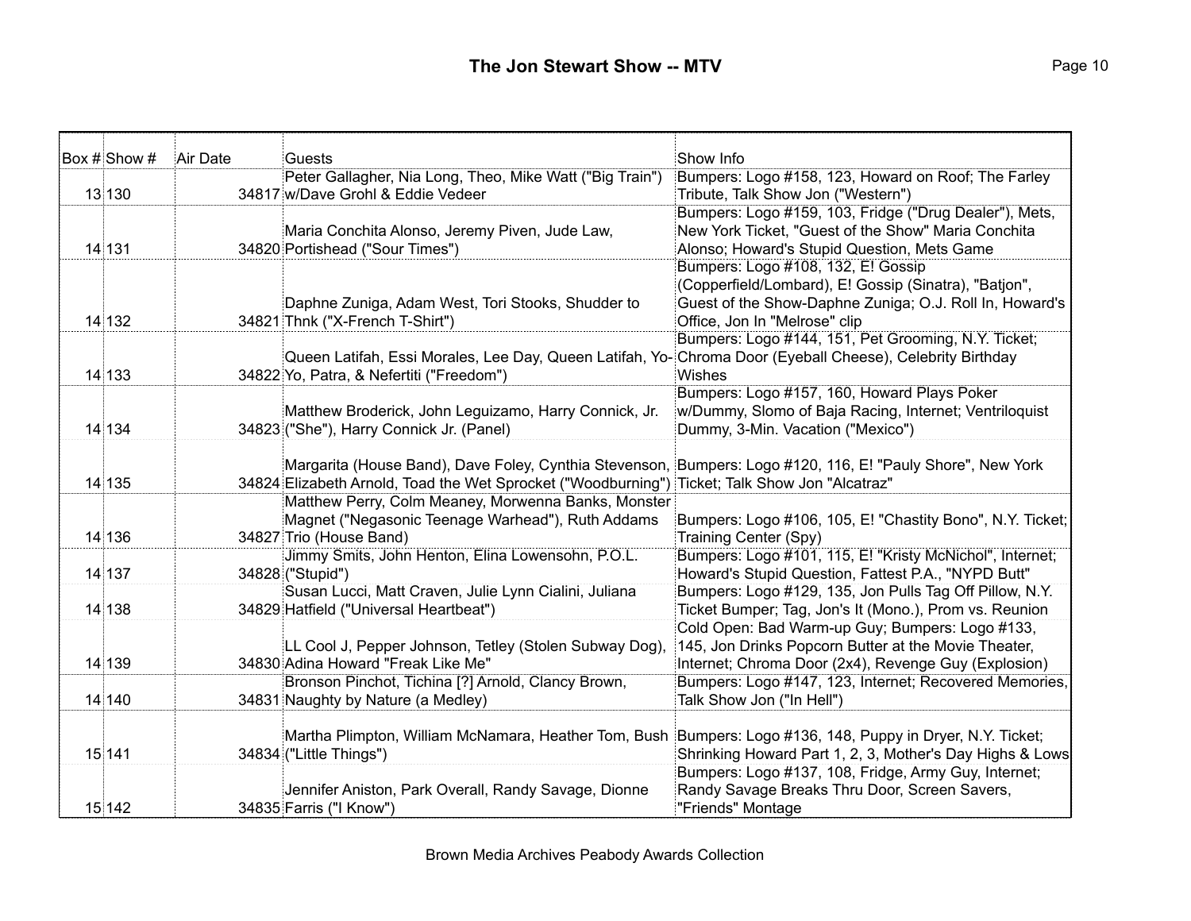| Box # | Show # | Air Date | Guests | Show Info |
|---|---|---|---|---|
| 13 | 130 | 34817 | Peter Gallagher, Nia Long, Theo, Mike Watt ("Big Train") w/Dave Grohl & Eddie Vedeer | Bumpers: Logo #158, 123, Howard on Roof; The Farley Tribute, Talk Show Jon ("Western") |
| 14 | 131 | 34820 | Maria Conchita Alonso, Jeremy Piven, Jude Law, Portishead ("Sour Times") | Bumpers: Logo #159, 103, Fridge ("Drug Dealer"), Mets, New York Ticket, "Guest of the Show" Maria Conchita Alonso; Howard's Stupid Question, Mets Game |
| 14 | 132 | 34821 | Daphne Zuniga, Adam West, Tori Stooks, Shudder to Thnk ("X-French T-Shirt") | Bumpers: Logo #108, 132, E! Gossip (Copperfield/Lombard), E! Gossip (Sinatra), "Batjon", Guest of the Show-Daphne Zuniga; O.J. Roll In, Howard's Office, Jon In "Melrose" clip |
| 14 | 133 | 34822 | Queen Latifah, Essi Morales, Lee Day, Queen Latifah, Yo-Yo, Patra, & Nefertiti ("Freedom") | Bumpers: Logo #144, 151, Pet Grooming, N.Y. Ticket; Chroma Door (Eyeball Cheese), Celebrity Birthday Wishes |
| 14 | 134 | 34823 | Matthew Broderick, John Leguizamo, Harry Connick, Jr. ("She"), Harry Connick Jr. (Panel) | Bumpers: Logo #157, 160, Howard Plays Poker w/Dummy, Slomo of Baja Racing, Internet; Ventriloquist Dummy, 3-Min. Vacation ("Mexico") |
| 14 | 135 | 34824 | Margarita (House Band), Dave Foley, Cynthia Stevenson, Elizabeth Arnold, Toad the Wet Sprocket ("Woodburning") | Bumpers: Logo #120, 116, E! "Pauly Shore", New York Ticket; Talk Show Jon "Alcatraz" |
| 14 | 136 | 34827 | Matthew Perry, Colm Meaney, Morwenna Banks, Monster Magnet ("Negasonic Teenage Warhead"), Ruth Addams Trio (House Band) | Bumpers: Logo #106, 105, E! "Chastity Bono", N.Y. Ticket; Training Center (Spy) |
| 14 | 137 | 34828 | Jimmy Smits, John Henton, Elina Lowensohn, P.O.L. ("Stupid") | Bumpers: Logo #101, 115, E! "Kristy McNichol", Internet; Howard's Stupid Question, Fattest P.A., "NYPD Butt" |
| 14 | 138 | 34829 | Susan Lucci, Matt Craven, Julie Lynn Cialini, Juliana Hatfield ("Universal Heartbeat") | Bumpers: Logo #129, 135, Jon Pulls Tag Off Pillow, N.Y. Ticket Bumper; Tag, Jon's It (Mono.), Prom vs. Reunion |
| 14 | 139 | 34830 | LL Cool J, Pepper Johnson, Tetley (Stolen Subway Dog), Adina Howard "Freak Like Me" | Cold Open: Bad Warm-up Guy; Bumpers: Logo #133, 145, Jon Drinks Popcorn Butter at the Movie Theater, Internet; Chroma Door (2x4), Revenge Guy (Explosion) |
| 14 | 140 | 34831 | Bronson Pinchot, Tichina [?] Arnold, Clancy Brown, Naughty by Nature (a Medley) | Bumpers: Logo #147, 123, Internet; Recovered Memories, Talk Show Jon ("In Hell") |
| 15 | 141 | 34834 | Martha Plimpton, William McNamara, Heather Tom, Bush ("Little Things") | Bumpers: Logo #136, 148, Puppy in Dryer, N.Y. Ticket; Shrinking Howard Part 1, 2, 3, Mother's Day Highs & Lows |
| 15 | 142 | 34835 | Jennifer Aniston, Park Overall, Randy Savage, Dionne Farris ("I Know") | Bumpers: Logo #137, 108, Fridge, Army Guy, Internet; Randy Savage Breaks Thru Door, Screen Savers, "Friends" Montage |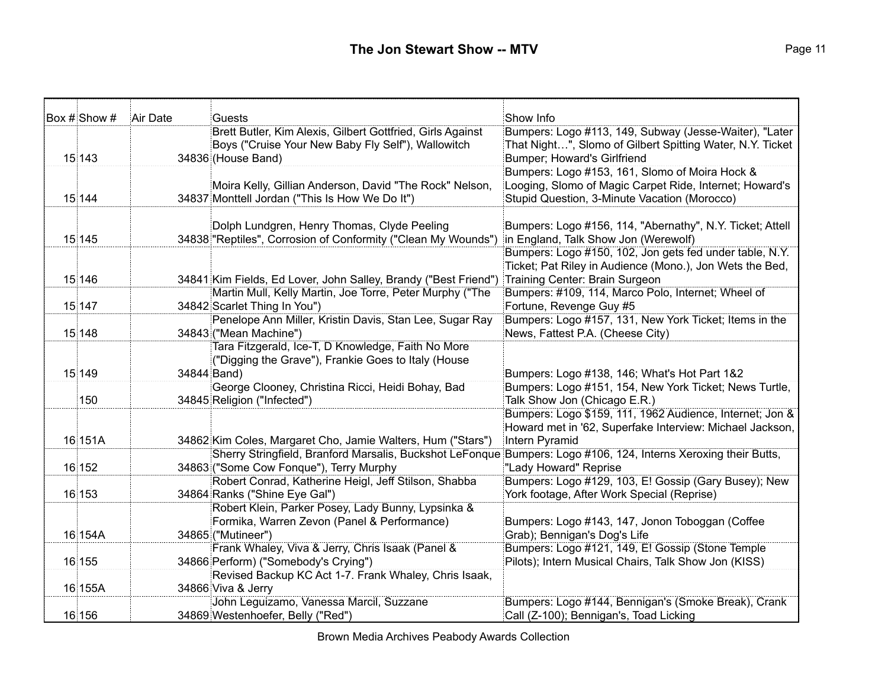# The Jon Stewart Show -- MTV

| Box # | Show # | Air Date | Guests | Show Info |
|---|---|---|---|---|
| 15 | 143 | 34836 | Brett Butler, Kim Alexis, Gilbert Gottfried, Girls Against Boys ("Cruise Your New Baby Fly Self"), Wallowitch (House Band) | Bumpers: Logo #113, 149, Subway (Jesse-Waiter), "Later That Night…", Slomo of Gilbert Spitting Water, N.Y. Ticket Bumper; Howard's Girlfriend |
| 15 | 144 | 34837 | Moira Kelly, Gillian Anderson, David "The Rock" Nelson, Monttell Jordan ("This Is How We Do It") | Bumpers: Logo #153, 161, Slomo of Moira Hock & Looging, Slomo of Magic Carpet Ride, Internet; Howard's Stupid Question, 3-Minute Vacation (Morocco) |
| 15 | 145 | 34838 | Dolph Lundgren, Henry Thomas, Clyde Peeling "Reptiles", Corrosion of Conformity ("Clean My Wounds") | Bumpers: Logo #156, 114, "Abernathy", N.Y. Ticket; Attell in England, Talk Show Jon (Werewolf) |
| 15 | 146 | 34841 | Kim Fields, Ed Lover, John Salley, Brandy ("Best Friend") | Bumpers: Logo #150, 102, Jon gets fed under table, N.Y. Ticket; Pat Riley in Audience (Mono.), Jon Wets the Bed, Training Center: Brain Surgeon |
| 15 | 147 | 34842 | Martin Mull, Kelly Martin, Joe Torre, Peter Murphy ("The Scarlet Thing In You") | Bumpers: #109, 114, Marco Polo, Internet; Wheel of Fortune, Revenge Guy #5 |
| 15 | 148 | 34843 | Penelope Ann Miller, Kristin Davis, Stan Lee, Sugar Ray ("Mean Machine") | Bumpers: Logo #157, 131, New York Ticket; Items in the News, Fattest P.A. (Cheese City) |
| 15 | 149 | 34844 | Tara Fitzgerald, Ice-T, D Knowledge, Faith No More ("Digging the Grave"), Frankie Goes to Italy (House Band) | Bumpers: Logo #138, 146; What's Hot Part 1&2 |
| | 150 | 34845 | George Clooney, Christina Ricci, Heidi Bohay, Bad Religion ("Infected") | Bumpers: Logo #151, 154, New York Ticket; News Turtle, Talk Show Jon (Chicago E.R.) |
| 16 | 151A | 34862 | Kim Coles, Margaret Cho, Jamie Walters, Hum ("Stars") | Bumpers: Logo $159, 111, 1962 Audience, Internet; Jon & Howard met in '62, Superfake Interview: Michael Jackson, Intern Pyramid |
| 16 | 152 | 34863 | Sherry Stringfield, Branford Marsalis, Buckshot LeFonque ("Some Cow Fonque"), Terry Murphy | Bumpers: Logo #106, 124, Interns Xeroxing their Butts, "Lady Howard" Reprise |
| 16 | 153 | 34864 | Robert Conrad, Katherine Heigl, Jeff Stilson, Shabba Ranks ("Shine Eye Gal") | Bumpers: Logo #129, 103, E! Gossip (Gary Busey); New York footage, After Work Special (Reprise) |
| 16 | 154A | 34865 | Robert Klein, Parker Posey, Lady Bunny, Lypsinka & Formika, Warren Zevon (Panel & Performance) ("Mutineer") | Bumpers: Logo #143, 147, Jonon Toboggan (Coffee Grab); Bennigan's Dog's Life |
| 16 | 155 | 34866 | Frank Whaley, Viva & Jerry, Chris Isaak (Panel & Perform) ("Somebody's Crying") | Bumpers: Logo #121, 149, E! Gossip (Stone Temple Pilots); Intern Musical Chairs, Talk Show Jon (KISS) |
| 16 | 155A | 34866 | Revised Backup KC Act 1-7. Frank Whaley, Chris Isaak, Viva & Jerry | |
| 16 | 156 | 34869 | John Leguizamo, Vanessa Marcil, Suzzane Westenhoefer, Belly ("Red") | Bumpers: Logo #144, Bennigan's (Smoke Break), Crank Call (Z-100); Bennigan's, Toad Licking |

Brown Media Archives Peabody Awards Collection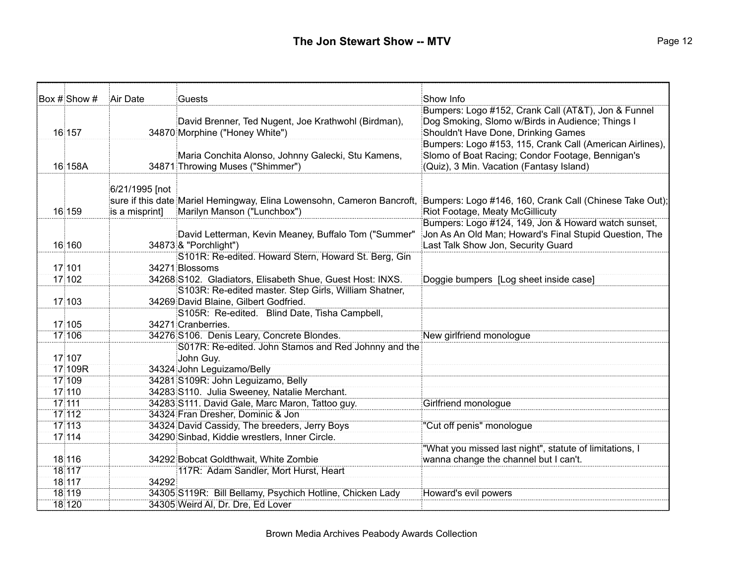# The Jon Stewart Show -- MTV

| Box # | Show # | Air Date | Guests | Show Info |
|---|---|---|---|---|
| 16 | 157 | 34870 | David Brenner, Ted Nugent, Joe Krathwohl (Birdman), Morphine ("Honey White") | Bumpers: Logo #152, Crank Call (AT&T), Jon & Funnel Dog Smoking, Slomo w/Birds in Audience; Things I Shouldn't Have Done, Drinking Games |
| 16 | 158A | 34871 | Maria Conchita Alonso, Johnny Galecki, Stu Kamens, Throwing Muses ("Shimmer") | Bumpers: Logo #153, 115, Crank Call (American Airlines), Slomo of Boat Racing; Condor Footage, Bennigan's (Quiz), 3 Min. Vacation (Fantasy Island) |
| 16 | 159 | 6/21/1995 [not sure if this date is a misprint] | Mariel Hemingway, Elina Lowensohn, Cameron Bancroft, Marilyn Manson ("Lunchbox") | Bumpers: Logo #146, 160, Crank Call (Chinese Take Out); Riot Footage, Meaty McGillicuty |
| 16 | 160 | 34873 | David Letterman, Kevin Meaney, Buffalo Tom ("Summer" & "Porchlight") | Bumpers: Logo #124, 149, Jon & Howard watch sunset, Jon As An Old Man; Howard's Final Stupid Question, The Last Talk Show Jon, Security Guard |
| 17 | 101 | 34271 | S101R: Re-edited. Howard Stern, Howard St. Berg, Gin Blossoms | |
| 17 | 102 | 34268 | S102. Gladiators, Elisabeth Shue, Guest Host: INXS. | Doggie bumpers [Log sheet inside case] |
| 17 | 103 | 34269 | S103R: Re-edited master. Step Girls, William Shatner, David Blaine, Gilbert Godfried. | |
| 17 | 105 | 34271 | S105R: Re-edited. Blind Date, Tisha Campbell, Cranberries. | |
| 17 | 106 | 34276 | S106. Denis Leary, Concrete Blondes. | New girlfriend monologue |
| 17 | 107 | | S017R: Re-edited. John Stamos and Red Johnny and the John Guy. | |
| 17 | 109R | 34324 | John Leguizamo/Belly | |
| 17 | 109 | 34281 | S109R: John Leguizamo, Belly | |
| 17 | 110 | 34283 | S110. Julia Sweeney, Natalie Merchant. | |
| 17 | 111 | 34283 | S111. David Gale, Marc Maron, Tattoo guy. | Girlfriend monologue |
| 17 | 112 | 34324 | Fran Dresher, Dominic & Jon | |
| 17 | 113 | 34324 | David Cassidy, The breeders, Jerry Boys | "Cut off penis" monologue |
| 17 | 114 | 34290 | Sinbad, Kiddie wrestlers, Inner Circle. | |
| 18 | 116 | 34292 | Bobcat Goldthwait, White Zombie | "What you missed last night", statute of limitations, I wanna change the channel but I can't. |
| 18 | 117 | | 117R: Adam Sandler, Mort Hurst, Heart | |
| 18 | 117 | 34292 | | |
| 18 | 119 | 34305 | S119R: Bill Bellamy, Psychich Hotline, Chicken Lady | Howard's evil powers |
| 18 | 120 | 34305 | Weird Al, Dr. Dre, Ed Lover | |

Brown Media Archives Peabody Awards Collection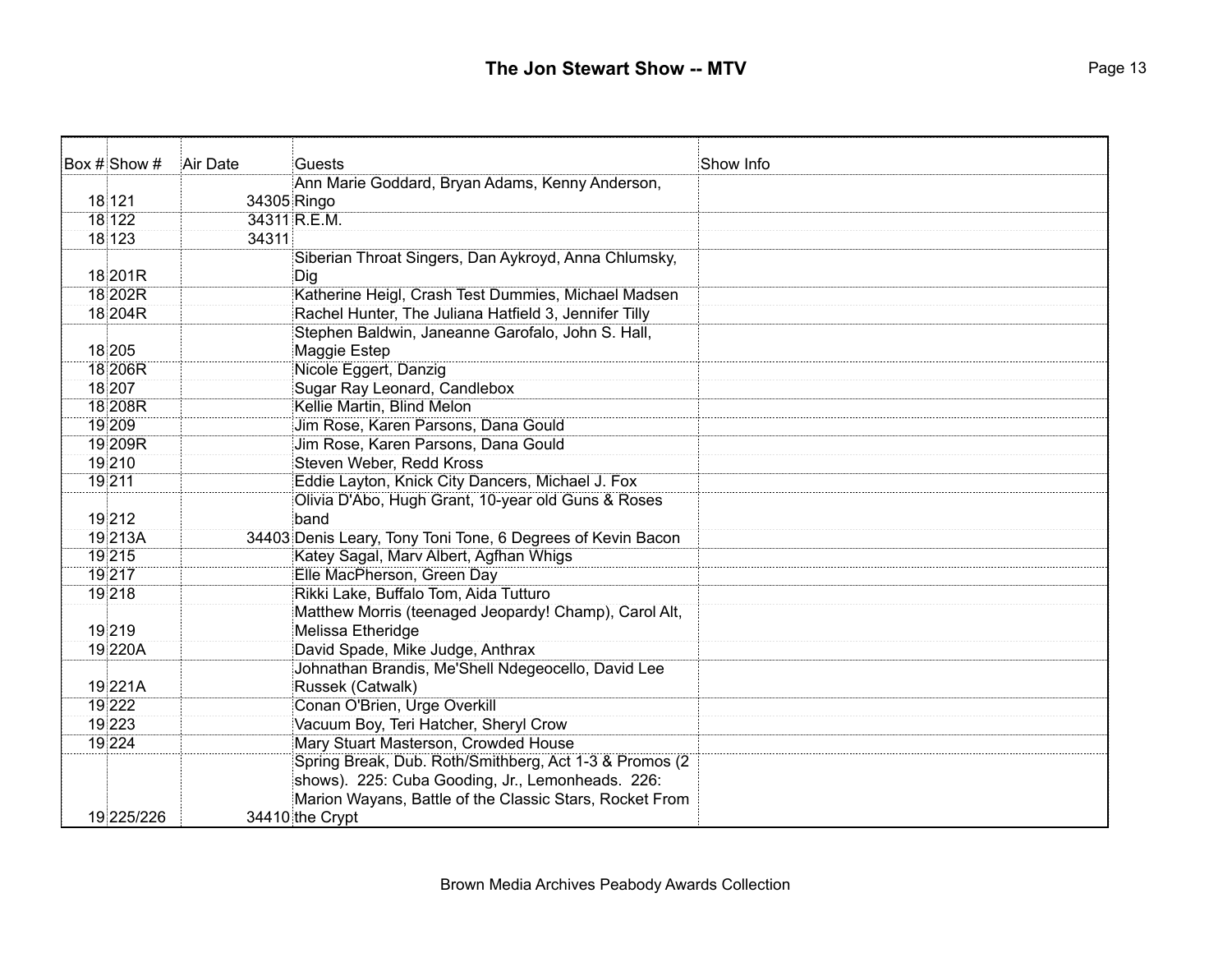# The Jon Stewart Show -- MTV

| Box # | Show # | Air Date | Guests | Show Info |
|---|---|---|---|---|
| 18 | 121 | 34305 | Ann Marie Goddard, Bryan Adams, Kenny Anderson, Ringo | |
| 18 | 122 | 34311 | R.E.M. | |
| 18 | 123 | 34311 | | |
| 18 | 201R | | Siberian Throat Singers, Dan Aykroyd, Anna Chlumsky, Dig | |
| 18 | 202R | | Katherine Heigl, Crash Test Dummies, Michael Madsen | |
| 18 | 204R | | Rachel Hunter, The Juliana Hatfield 3, Jennifer Tilly | |
| 18 | 205 | | Stephen Baldwin, Janeanne Garofalo, John S. Hall, Maggie Estep | |
| 18 | 206R | | Nicole Eggert, Danzig | |
| 18 | 207 | | Sugar Ray Leonard, Candlebox | |
| 18 | 208R | | Kellie Martin, Blind Melon | |
| 19 | 209 | | Jim Rose, Karen Parsons, Dana Gould | |
| 19 | 209R | | Jim Rose, Karen Parsons, Dana Gould | |
| 19 | 210 | | Steven Weber, Redd Kross | |
| 19 | 211 | | Eddie Layton, Knick City Dancers, Michael J. Fox | |
| 19 | 212 | | Olivia D'Abo, Hugh Grant, 10-year old Guns & Roses band | |
| 19 | 213A | 34403 | Denis Leary, Tony Toni Tone, 6 Degrees of Kevin Bacon | |
| 19 | 215 | | Katey Sagal, Marv Albert, Agfhan Whigs | |
| 19 | 217 | | Elle MacPherson, Green Day | |
| 19 | 218 | | Rikki Lake, Buffalo Tom, Aida Tutturo | |
| 19 | 219 | | Matthew Morris (teenaged Jeopardy! Champ), Carol Alt, Melissa Etheridge | |
| 19 | 220A | | David Spade, Mike Judge, Anthrax | |
| 19 | 221A | | Johnathan Brandis, Me'Shell Ndegeocello, David Lee Russek (Catwalk) | |
| 19 | 222 | | Conan O'Brien, Urge Overkill | |
| 19 | 223 | | Vacuum Boy, Teri Hatcher, Sheryl Crow | |
| 19 | 224 | | Mary Stuart Masterson, Crowded House | |
| 19 | 225/226 | 34410 | Spring Break, Dub. Roth/Smithberg, Act 1-3 & Promos (2 shows). 225: Cuba Gooding, Jr., Lemonheads. 226: Marion Wayans, Battle of the Classic Stars, Rocket From the Crypt | |

Brown Media Archives Peabody Awards Collection